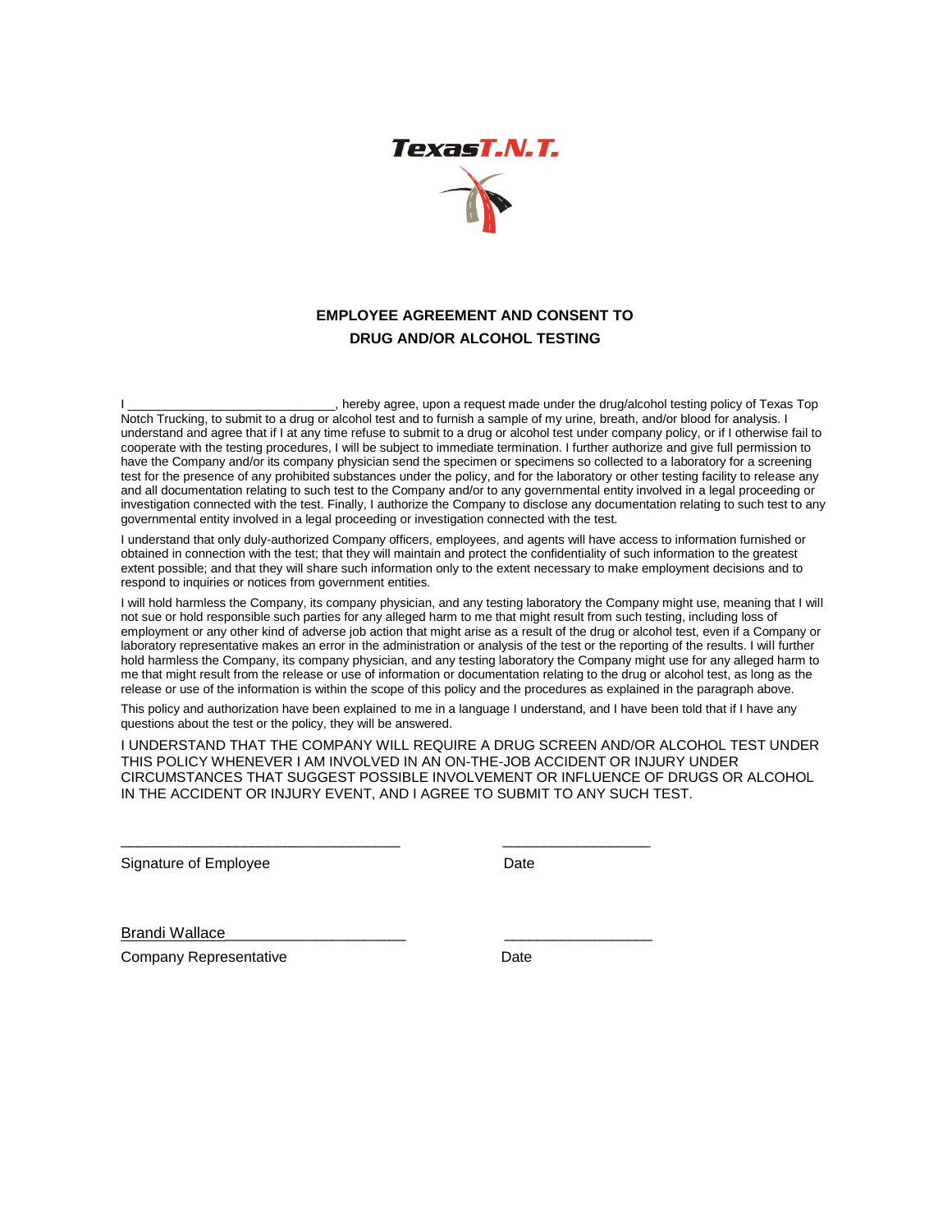TexasT.N.T.

## EMPLOYEE AGREEMENT AND CONSENT TO DRUG AND/OR ALCOHOL TESTING

I ______________________________, hereby agree, upon a request made under the drug/alcohol testing policy of Texas Top Notch Trucking, to submit to a drug or alcohol test and to furnish a sample of my urine, breath, and/or blood for analysis. I understand and agree that if I at any time refuse to submit to a drug or alcohol test under company policy, or if I otherwise fail to cooperate with the testing procedures, I will be subject to immediate termination. I further authorize and give full permission to have the Company and/or its company physician send the specimen or specimens so collected to a laboratory for a screening test for the presence of any prohibited substances under the policy, and for the laboratory or other testing facility to release any and all documentation relating to such test to the Company and/or to any governmental entity involved in a legal proceeding or investigation connected with the test. Finally, I authorize the Company to disclose any documentation relating to such test to any governmental entity involved in a legal proceeding or investigation connected with the test.

I understand that only duly-authorized Company officers, employees, and agents will have access to information furnished or obtained in connection with the test; that they will maintain and protect the confidentiality of such information to the greatest extent possible; and that they will share such information only to the extent necessary to make employment decisions and to respond to inquiries or notices from government entities.

I will hold harmless the Company, its company physician, and any testing laboratory the Company might use, meaning that I will not sue or hold responsible such parties for any alleged harm to me that might result from such testing, including loss of employment or any other kind of adverse job action that might arise as a result of the drug or alcohol test, even if a Company or laboratory representative makes an error in the administration or analysis of the test or the reporting of the results. I will further hold harmless the Company, its company physician, and any testing laboratory the Company might use for any alleged harm to me that might result from the release or use of information or documentation relating to the drug or alcohol test, as long as the release or use of the information is within the scope of this policy and the procedures as explained in the paragraph above.

This policy and authorization have been explained to me in a language I understand, and I have been told that if I have any questions about the test or the policy, they will be answered.

I UNDERSTAND THAT THE COMPANY WILL REQUIRE A DRUG SCREEN AND/OR ALCOHOL TEST UNDER THIS POLICY WHENEVER I AM INVOLVED IN AN ON-THE-JOB ACCIDENT OR INJURY UNDER CIRCUMSTANCES THAT SUGGEST POSSIBLE INVOLVEMENT OR INFLUENCE OF DRUGS OR ALCOHOL IN THE ACCIDENT OR INJURY EVENT, AND I AGREE TO SUBMIT TO ANY SUCH TEST.

__________________________________ __________________

Signature of Employee Date

Brandi Wallace_____________________ __________________

Company Representative Date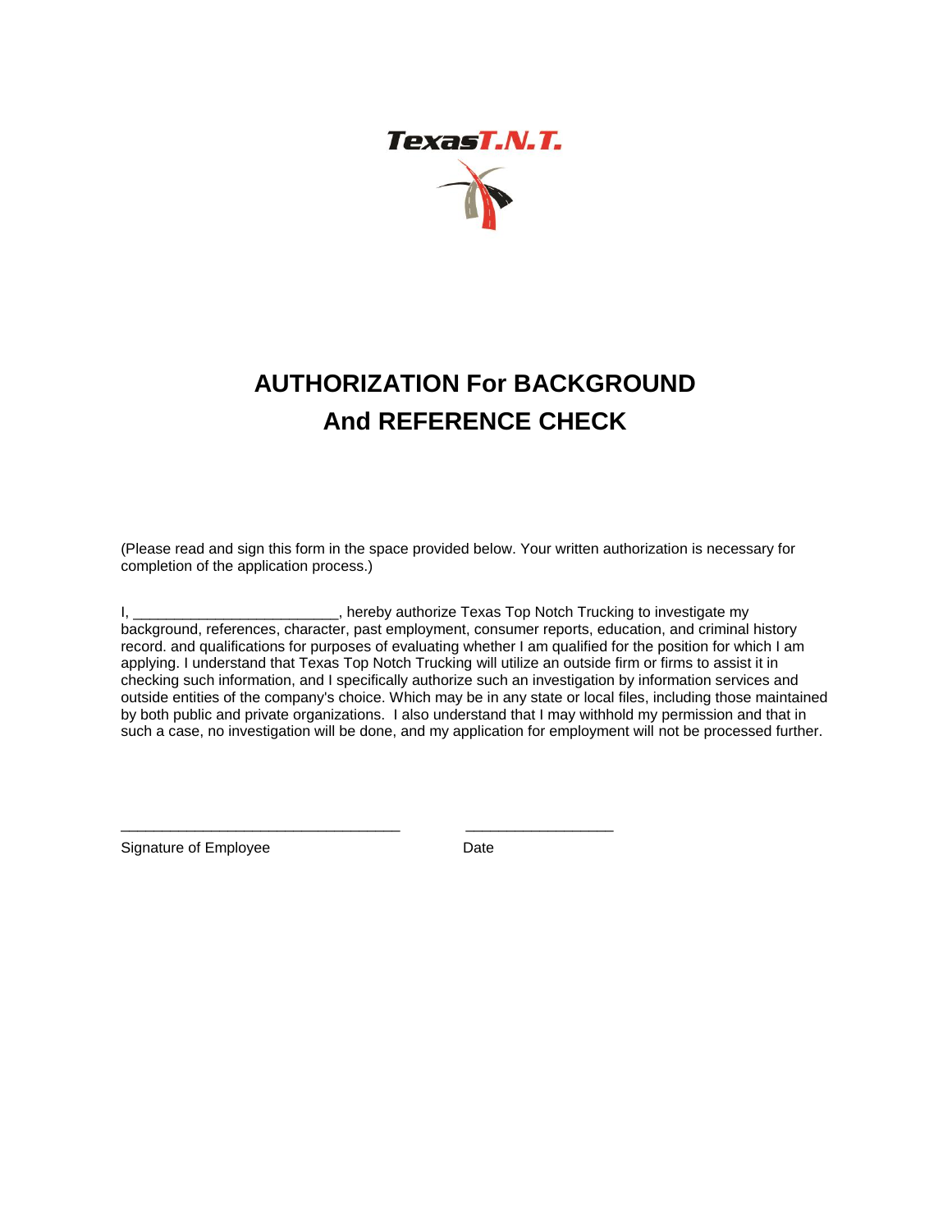**TexasT.N.T.**

# AUTHORIZATION For BACKGROUND And REFERENCE CHECK

(Please read and sign this form in the space provided below. Your written authorization is necessary for completion of the application process.)

I, _________________________, hereby authorize Texas Top Notch Trucking to investigate my background, references, character, past employment, consumer reports, education, and criminal history record. and qualifications for purposes of evaluating whether I am qualified for the position for which I am applying. I understand that Texas Top Notch Trucking will utilize an outside firm or firms to assist it in checking such information, and I specifically authorize such an investigation by information services and outside entities of the company's choice. Which may be in any state or local files, including those maintained by both public and private organizations. I also understand that I may withhold my permission and that in such a case, no investigation will be done, and my application for employment will not be processed further.

__________________________________ __________________

Signature of Employee Date